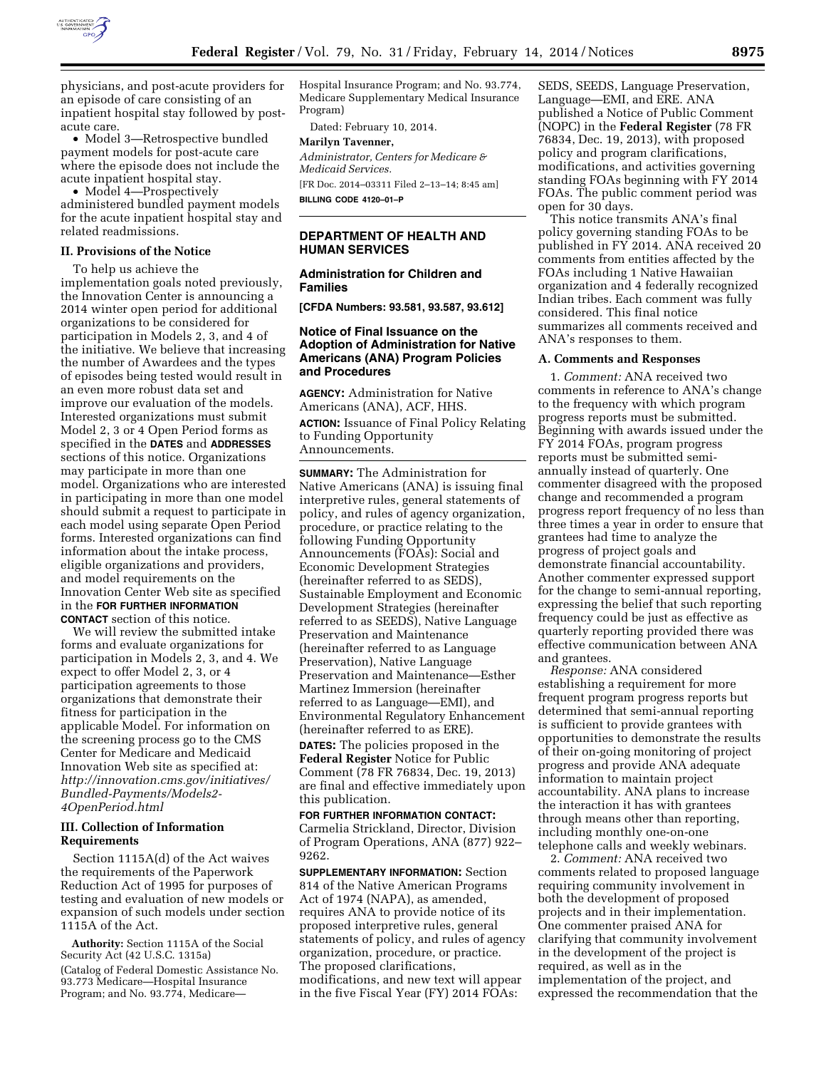physicians, and post-acute providers for an episode of care consisting of an inpatient hospital stay followed by post-acute care.

- Model 3—Retrospective bundled payment models for post-acute care where the episode does not include the acute inpatient hospital stay.
- Model 4—Prospectively administered bundled payment models for the acute inpatient hospital stay and related readmissions.

## II. Provisions of the Notice

To help us achieve the implementation goals noted previously, the Innovation Center is announcing a 2014 winter open period for additional organizations to be considered for participation in Models 2, 3, and 4 of the initiative. We believe that increasing the number of Awardees and the types of episodes being tested would result in an even more robust data set and improve our evaluation of the models. Interested organizations must submit Model 2, 3 or 4 Open Period forms as specified in the **DATES** and **ADDRESSES** sections of this notice. Organizations may participate in more than one model. Organizations who are interested in participating in more than one model should submit a request to participate in each model using separate Open Period forms. Interested organizations can find information about the intake process, eligible organizations and providers, and model requirements on the Innovation Center Web site as specified in the **FOR FURTHER INFORMATION CONTACT** section of this notice.

We will review the submitted intake forms and evaluate organizations for participation in Models 2, 3, and 4. We expect to offer Model 2, 3, or 4 participation agreements to those organizations that demonstrate their fitness for participation in the applicable Model. For information on the screening process go to the CMS Center for Medicare and Medicaid Innovation Web site as specified at: *http://innovation.cms.gov/initiatives/Bundled-Payments/Models2-4OpenPeriod.html*

## III. Collection of Information Requirements

Section 1115A(d) of the Act waives the requirements of the Paperwork Reduction Act of 1995 for purposes of testing and evaluation of new models or expansion of such models under section 1115A of the Act.

**Authority:** Section 1115A of the Social Security Act (42 U.S.C. 1315a)

(Catalog of Federal Domestic Assistance No. 93.773 Medicare—Hospital Insurance Program; and No. 93.774, Medicare—Hospital Insurance Program; and No. 93.774, Medicare Supplementary Medical Insurance Program)

Dated: February 10, 2014.

**Marilyn Tavenner,**

*Administrator, Centers for Medicare & Medicaid Services.*

[FR Doc. 2014–03311 Filed 2–13–14; 8:45 am]

**BILLING CODE 4120–01–P**

# DEPARTMENT OF HEALTH AND HUMAN SERVICES

## Administration for Children and Families

**[CFDA Numbers: 93.581, 93.587, 93.612]**

## Notice of Final Issuance on the Adoption of Administration for Native Americans (ANA) Program Policies and Procedures

**AGENCY:** Administration for Native Americans (ANA), ACF, HHS.

**ACTION:** Issuance of Final Policy Relating to Funding Opportunity Announcements.

**SUMMARY:** The Administration for Native Americans (ANA) is issuing final interpretive rules, general statements of policy, and rules of agency organization, procedure, or practice relating to the following Funding Opportunity Announcements (FOAs): Social and Economic Development Strategies (hereinafter referred to as SEDS), Sustainable Employment and Economic Development Strategies (hereinafter referred to as SEEDS), Native Language Preservation and Maintenance (hereinafter referred to as Language Preservation), Native Language Preservation and Maintenance—Esther Martinez Immersion (hereinafter referred to as Language—EMI), and Environmental Regulatory Enhancement (hereinafter referred to as ERE).

**DATES:** The policies proposed in the **Federal Register** Notice for Public Comment (78 FR 76834, Dec. 19, 2013) are final and effective immediately upon this publication.

**FOR FURTHER INFORMATION CONTACT:** Carmelia Strickland, Director, Division of Program Operations, ANA (877) 922–9262.

**SUPPLEMENTARY INFORMATION:** Section 814 of the Native American Programs Act of 1974 (NAPA), as amended, requires ANA to provide notice of its proposed interpretive rules, general statements of policy, and rules of agency organization, procedure, or practice. The proposed clarifications, modifications, and new text will appear in the five Fiscal Year (FY) 2014 FOAs: SEDS, SEEDS, Language Preservation, Language—EMI, and ERE. ANA published a Notice of Public Comment (NOPC) in the **Federal Register** (78 FR 76834, Dec. 19, 2013), with proposed policy and program clarifications, modifications, and activities governing standing FOAs beginning with FY 2014 FOAs. The public comment period was open for 30 days.

This notice transmits ANA's final policy governing standing FOAs to be published in FY 2014. ANA received 20 comments from entities affected by the FOAs including 1 Native Hawaiian organization and 4 federally recognized Indian tribes. Each comment was fully considered. This final notice summarizes all comments received and ANA's responses to them.

### A. Comments and Responses

1. *Comment:* ANA received two comments in reference to ANA's change to the frequency with which program progress reports must be submitted. Beginning with awards issued under the FY 2014 FOAs, program progress reports must be submitted semi-annually instead of quarterly. One commenter disagreed with the proposed change and recommended a program progress report frequency of no less than three times a year in order to ensure that grantees had time to analyze the progress of project goals and demonstrate financial accountability. Another commenter expressed support for the change to semi-annual reporting, expressing the belief that such reporting frequency could be just as effective as quarterly reporting provided there was effective communication between ANA and grantees.

*Response:* ANA considered establishing a requirement for more frequent program progress reports but determined that semi-annual reporting is sufficient to provide grantees with opportunities to demonstrate the results of their on-going monitoring of project progress and provide ANA adequate information to maintain project accountability. ANA plans to increase the interaction it has with grantees through means other than reporting, including monthly one-on-one telephone calls and weekly webinars.

2. *Comment:* ANA received two comments related to proposed language requiring community involvement in both the development of proposed projects and in their implementation. One commenter praised ANA for clarifying that community involvement in the development of the project is required, as well as in the implementation of the project, and expressed the recommendation that the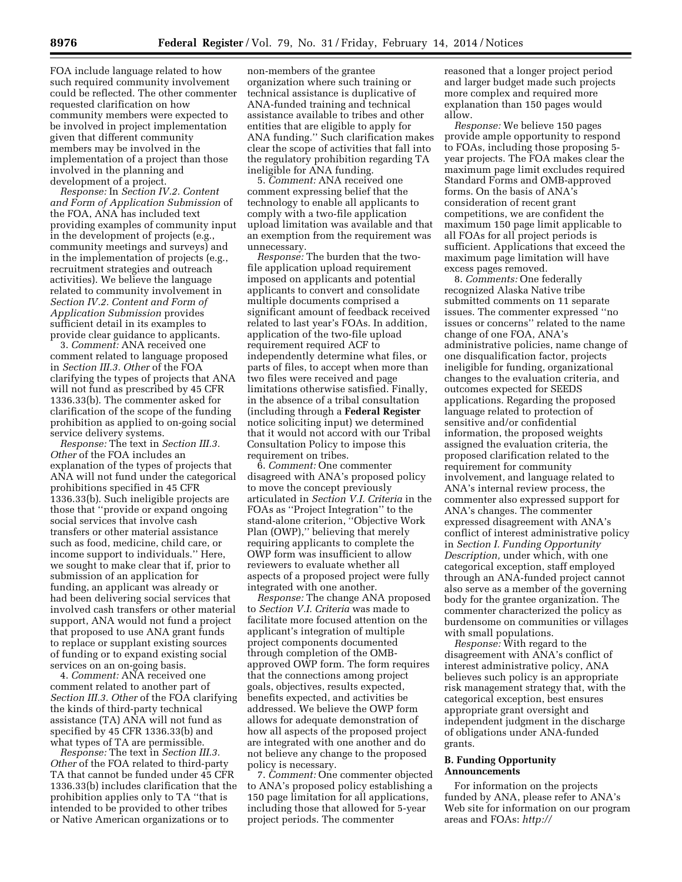FOA include language related to how such required community involvement could be reflected. The other commenter requested clarification on how community members were expected to be involved in project implementation given that different community members may be involved in the implementation of a project than those involved in the planning and development of a project.

*Response:* In *Section IV.2. Content and Form of Application Submission* of the FOA, ANA has included text providing examples of community input in the development of projects (e.g., community meetings and surveys) and in the implementation of projects (e.g., recruitment strategies and outreach activities). We believe the language related to community involvement in *Section IV.2. Content and Form of Application Submission* provides sufficient detail in its examples to provide clear guidance to applicants.

3. *Comment:* ANA received one comment related to language proposed in *Section III.3. Other* of the FOA clarifying the types of projects that ANA will not fund as prescribed by 45 CFR 1336.33(b). The commenter asked for clarification of the scope of the funding prohibition as applied to on-going social service delivery systems.

*Response:* The text in *Section III.3. Other* of the FOA includes an explanation of the types of projects that ANA will not fund under the categorical prohibitions specified in 45 CFR 1336.33(b). Such ineligible projects are those that ''provide or expand ongoing social services that involve cash transfers or other material assistance such as food, medicine, child care, or income support to individuals.'' Here, we sought to make clear that if, prior to submission of an application for funding, an applicant was already or had been delivering social services that involved cash transfers or other material support, ANA would not fund a project that proposed to use ANA grant funds to replace or supplant existing sources of funding or to expand existing social services on an on-going basis.

4. *Comment:* ANA received one comment related to another part of *Section III.3. Other* of the FOA clarifying the kinds of third-party technical assistance (TA) ANA will not fund as specified by 45 CFR 1336.33(b) and what types of TA are permissible.

*Response:* The text in *Section III.3. Other* of the FOA related to third-party TA that cannot be funded under 45 CFR 1336.33(b) includes clarification that the prohibition applies only to TA ''that is intended to be provided to other tribes or Native American organizations or to non-members of the grantee organization where such training or technical assistance is duplicative of ANA-funded training and technical assistance available to tribes and other entities that are eligible to apply for ANA funding.'' Such clarification makes clear the scope of activities that fall into the regulatory prohibition regarding TA ineligible for ANA funding.

5. *Comment:* ANA received one comment expressing belief that the technology to enable all applicants to comply with a two-file application upload limitation was available and that an exemption from the requirement was unnecessary.

*Response:* The burden that the two-file application upload requirement imposed on applicants and potential applicants to convert and consolidate multiple documents comprised a significant amount of feedback received related to last year's FOAs. In addition, application of the two-file upload requirement required ACF to independently determine what files, or parts of files, to accept when more than two files were received and page limitations otherwise satisfied. Finally, in the absence of a tribal consultation (including through a **Federal Register** notice soliciting input) we determined that it would not accord with our Tribal Consultation Policy to impose this requirement on tribes.

6. *Comment:* One commenter disagreed with ANA's proposed policy to move the concept previously articulated in *Section V.I. Criteria* in the FOAs as ''Project Integration'' to the stand-alone criterion, ''Objective Work Plan (OWP),'' believing that merely requiring applicants to complete the OWP form was insufficient to allow reviewers to evaluate whether all aspects of a proposed project were fully integrated with one another.

*Response:* The change ANA proposed to *Section V.I. Criteria* was made to facilitate more focused attention on the applicant's integration of multiple project components documented through completion of the OMB-approved OWP form. The form requires that the connections among project goals, objectives, results expected, benefits expected, and activities be addressed. We believe the OWP form allows for adequate demonstration of how all aspects of the proposed project are integrated with one another and do not believe any change to the proposed policy is necessary.

7. *Comment:* One commenter objected to ANA's proposed policy establishing a 150 page limitation for all applications, including those that allowed for 5-year project periods. The commenter reasoned that a longer project period and larger budget made such projects more complex and required more explanation than 150 pages would allow.

*Response:* We believe 150 pages provide ample opportunity to respond to FOAs, including those proposing 5-year projects. The FOA makes clear the maximum page limit excludes required Standard Forms and OMB-approved forms. On the basis of ANA's consideration of recent grant competitions, we are confident the maximum 150 page limit applicable to all FOAs for all project periods is sufficient. Applications that exceed the maximum page limitation will have excess pages removed.

8. *Comments:* One federally recognized Alaska Native tribe submitted comments on 11 separate issues. The commenter expressed ''no issues or concerns'' related to the name change of one FOA, ANA's administrative policies, name change of one disqualification factor, projects ineligible for funding, organizational changes to the evaluation criteria, and outcomes expected for SEEDS applications. Regarding the proposed language related to protection of sensitive and/or confidential information, the proposed weights assigned the evaluation criteria, the proposed clarification related to the requirement for community involvement, and language related to ANA's internal review process, the commenter also expressed support for ANA's changes. The commenter expressed disagreement with ANA's conflict of interest administrative policy in *Section I. Funding Opportunity Description,* under which, with one categorical exception, staff employed through an ANA-funded project cannot also serve as a member of the governing body for the grantee organization. The commenter characterized the policy as burdensome on communities or villages with small populations.

*Response:* With regard to the disagreement with ANA's conflict of interest administrative policy, ANA believes such policy is an appropriate risk management strategy that, with the categorical exception, best ensures appropriate grant oversight and independent judgment in the discharge of obligations under ANA-funded grants.

### B. Funding Opportunity Announcements

For information on the projects funded by ANA, please refer to ANA's Web site for information on our program areas and FOAs: *http://*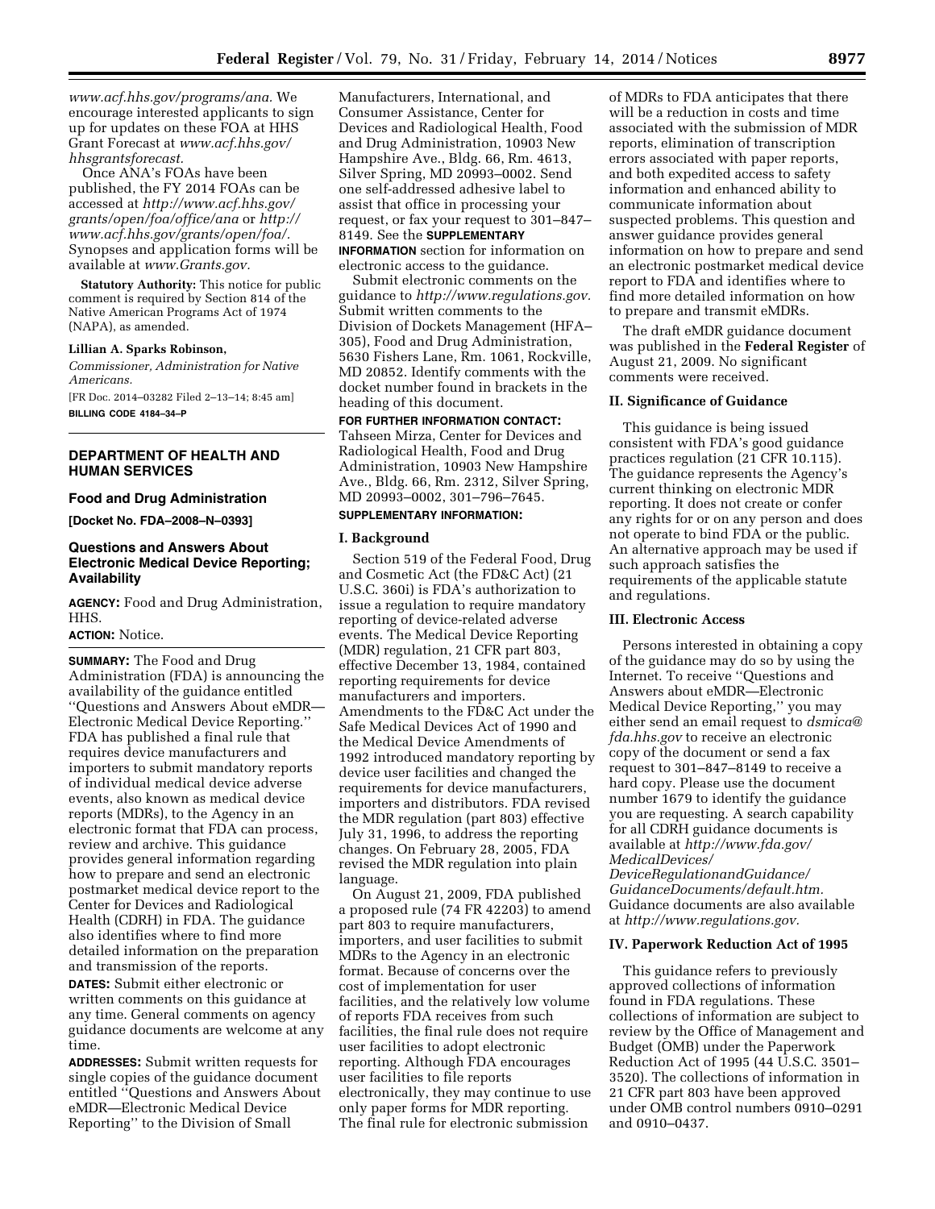*www.acf.hhs.gov/programs/ana.* We encourage interested applicants to sign up for updates on these FOA at HHS Grant Forecast at *www.acf.hhs.gov/hhsgrantsforecast.*

Once ANA's FOAs have been published, the FY 2014 FOAs can be accessed at *http://www.acf.hhs.gov/grants/open/foa/office/ana* or *http://www.acf.hhs.gov/grants/open/foa/.* Synopses and application forms will be available at *www.Grants.gov.*

**Statutory Authority:** This notice for public comment is required by Section 814 of the Native American Programs Act of 1974 (NAPA), as amended.

**Lillian A. Sparks Robinson,**

*Commissioner, Administration for Native Americans.*

[FR Doc. 2014–03282 Filed 2–13–14; 8:45 am]

**BILLING CODE 4184–34–P**

## DEPARTMENT OF HEALTH AND HUMAN SERVICES

### Food and Drug Administration

**[Docket No. FDA–2008–N–0393]**

### Questions and Answers About Electronic Medical Device Reporting; Availability

**AGENCY:** Food and Drug Administration, HHS.

**ACTION:** Notice.

**SUMMARY:** The Food and Drug Administration (FDA) is announcing the availability of the guidance entitled ''Questions and Answers About eMDR—Electronic Medical Device Reporting.'' FDA has published a final rule that requires device manufacturers and importers to submit mandatory reports of individual medical device adverse events, also known as medical device reports (MDRs), to the Agency in an electronic format that FDA can process, review and archive. This guidance provides general information regarding how to prepare and send an electronic postmarket medical device report to the Center for Devices and Radiological Health (CDRH) in FDA. The guidance also identifies where to find more detailed information on the preparation and transmission of the reports.

**DATES:** Submit either electronic or written comments on this guidance at any time. General comments on agency guidance documents are welcome at any time.

**ADDRESSES:** Submit written requests for single copies of the guidance document entitled ''Questions and Answers About eMDR—Electronic Medical Device Reporting'' to the Division of Small Manufacturers, International, and Consumer Assistance, Center for Devices and Radiological Health, Food and Drug Administration, 10903 New Hampshire Ave., Bldg. 66, Rm. 4613, Silver Spring, MD 20993–0002. Send one self-addressed adhesive label to assist that office in processing your request, or fax your request to 301–847–8149. See the **SUPPLEMENTARY INFORMATION** section for information on electronic access to the guidance.

Submit electronic comments on the guidance to *http://www.regulations.gov.* Submit written comments to the Division of Dockets Management (HFA–305), Food and Drug Administration, 5630 Fishers Lane, Rm. 1061, Rockville, MD 20852. Identify comments with the docket number found in brackets in the heading of this document.

**FOR FURTHER INFORMATION CONTACT:** Tahseen Mirza, Center for Devices and Radiological Health, Food and Drug Administration, 10903 New Hampshire Ave., Bldg. 66, Rm. 2312, Silver Spring, MD 20993–0002, 301–796–7645.

**SUPPLEMENTARY INFORMATION:**

#### I. Background

Section 519 of the Federal Food, Drug and Cosmetic Act (the FD&C Act) (21 U.S.C. 360i) is FDA's authorization to issue a regulation to require mandatory reporting of device-related adverse events. The Medical Device Reporting (MDR) regulation, 21 CFR part 803, effective December 13, 1984, contained reporting requirements for device manufacturers and importers. Amendments to the FD&C Act under the Safe Medical Devices Act of 1990 and the Medical Device Amendments of 1992 introduced mandatory reporting by device user facilities and changed the requirements for device manufacturers, importers and distributors. FDA revised the MDR regulation (part 803) effective July 31, 1996, to address the reporting changes. On February 28, 2005, FDA revised the MDR regulation into plain language.

On August 21, 2009, FDA published a proposed rule (74 FR 42203) to amend part 803 to require manufacturers, importers, and user facilities to submit MDRs to the Agency in an electronic format. Because of concerns over the cost of implementation for user facilities, and the relatively low volume of reports FDA receives from such facilities, the final rule does not require user facilities to adopt electronic reporting. Although FDA encourages user facilities to file reports electronically, they may continue to use only paper forms for MDR reporting. The final rule for electronic submission of MDRs to FDA anticipates that there will be a reduction in costs and time associated with the submission of MDR reports, elimination of transcription errors associated with paper reports, and both expedited access to safety information and enhanced ability to communicate information about suspected problems. This question and answer guidance provides general information on how to prepare and send an electronic postmarket medical device report to FDA and identifies where to find more detailed information on how to prepare and transmit eMDRs.

The draft eMDR guidance document was published in the **Federal Register** of August 21, 2009. No significant comments were received.

#### II. Significance of Guidance

This guidance is being issued consistent with FDA's good guidance practices regulation (21 CFR 10.115). The guidance represents the Agency's current thinking on electronic MDR reporting. It does not create or confer any rights for or on any person and does not operate to bind FDA or the public. An alternative approach may be used if such approach satisfies the requirements of the applicable statute and regulations.

#### III. Electronic Access

Persons interested in obtaining a copy of the guidance may do so by using the Internet. To receive ''Questions and Answers about eMDR—Electronic Medical Device Reporting,'' you may either send an email request to *dsmica@fda.hhs.gov* to receive an electronic copy of the document or send a fax request to 301–847–8149 to receive a hard copy. Please use the document number 1679 to identify the guidance you are requesting. A search capability for all CDRH guidance documents is available at *http://www.fda.gov/MedicalDevices/DeviceRegulationandGuidance/GuidanceDocuments/default.htm.* Guidance documents are also available at *http://www.regulations.gov.*

#### IV. Paperwork Reduction Act of 1995

This guidance refers to previously approved collections of information found in FDA regulations. These collections of information are subject to review by the Office of Management and Budget (OMB) under the Paperwork Reduction Act of 1995 (44 U.S.C. 3501–3520). The collections of information in 21 CFR part 803 have been approved under OMB control numbers 0910–0291 and 0910–0437.